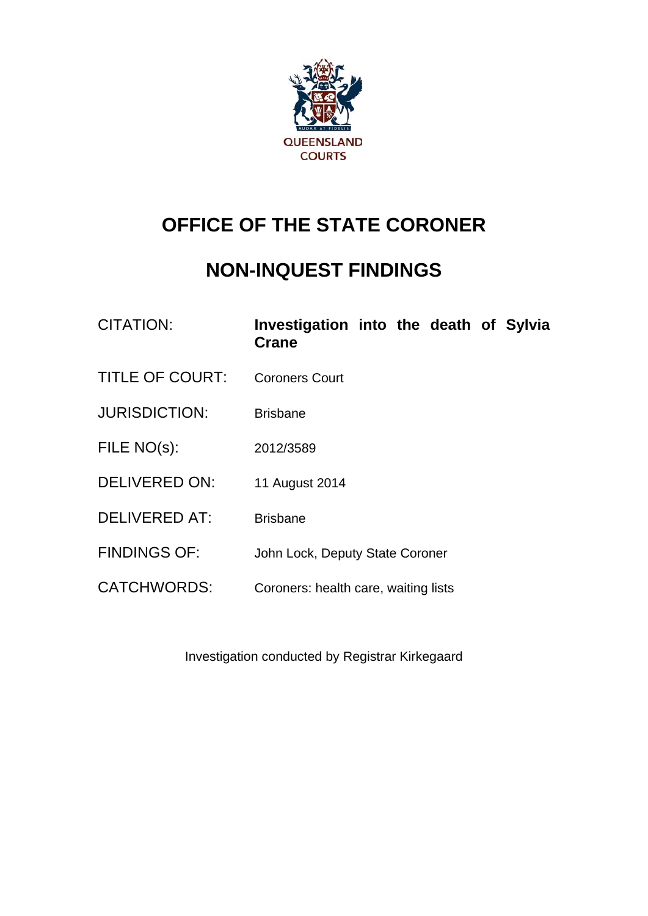QUEENSLAND COURTS

# OFFICE OF THE STATE CORONER

# NON-INQUEST FINDINGS

| | |
|---|---|
| CITATION: | **Investigation into the death of Sylvia Crane** |
| TITLE OF COURT: | Coroners Court |
| JURISDICTION: | Brisbane |
| FILE NO(s): | 2012/3589 |
| DELIVERED ON: | 11 August 2014 |
| DELIVERED AT: | Brisbane |
| FINDINGS OF: | John Lock, Deputy State Coroner |
| CATCHWORDS: | Coroners: health care, waiting lists |

Investigation conducted by Registrar Kirkegaard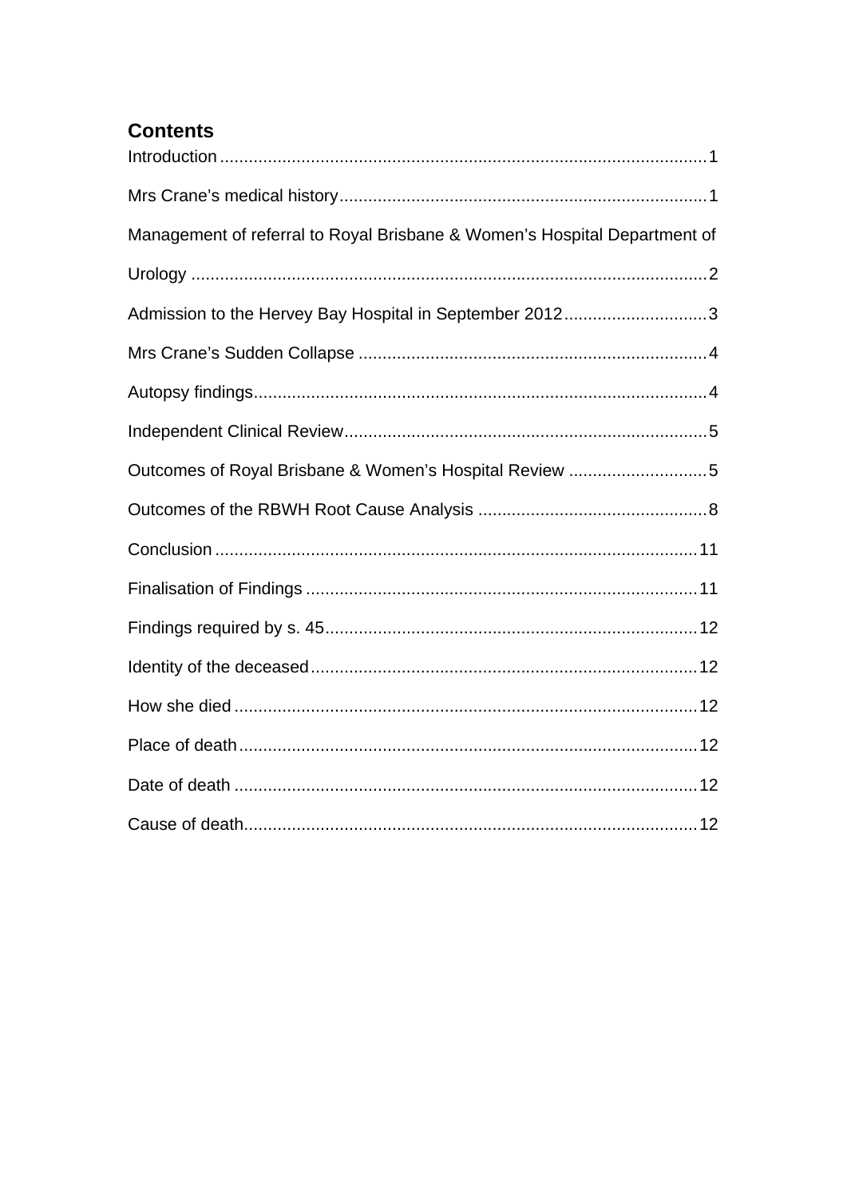## Contents

Introduction ........................................................................................................ 1

Mrs Crane's medical history ................................................................................ 1

Management of referral to Royal Brisbane & Women's Hospital Department of Urology ................................................................................................................ 2

Admission to the Hervey Bay Hospital in September 2012 ................................. 3

Mrs Crane's Sudden Collapse ............................................................................. 4

Autopsy findings .................................................................................................. 4

Independent Clinical Review ................................................................................ 5

Outcomes of Royal Brisbane & Women's Hospital Review ................................. 5

Outcomes of the RBWH Root Cause Analysis ..................................................... 8

Conclusion ......................................................................................................... 11

Finalisation of Findings ...................................................................................... 11

Findings required by s. 45 .................................................................................. 12

Identity of the deceased ..................................................................................... 12

How she died ..................................................................................................... 12

Place of death .................................................................................................... 12

Date of death ..................................................................................................... 12

Cause of death ................................................................................................... 12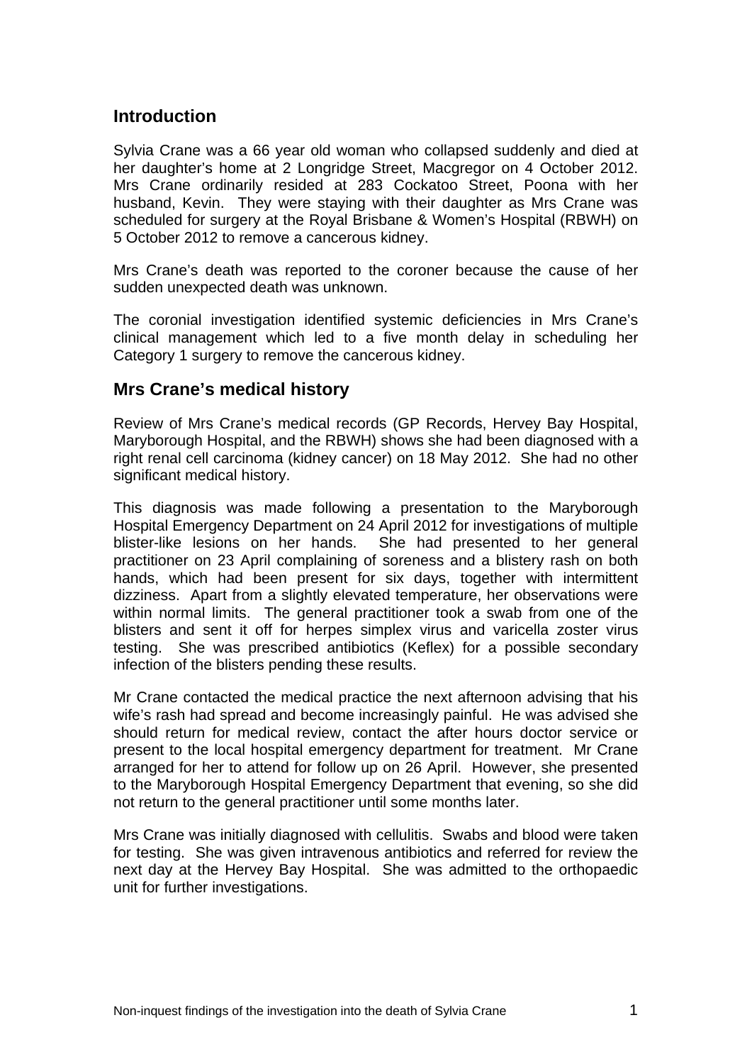## Introduction

Sylvia Crane was a 66 year old woman who collapsed suddenly and died at her daughter's home at 2 Longridge Street, Macgregor on 4 October 2012. Mrs Crane ordinarily resided at 283 Cockatoo Street, Poona with her husband, Kevin. They were staying with their daughter as Mrs Crane was scheduled for surgery at the Royal Brisbane & Women's Hospital (RBWH) on 5 October 2012 to remove a cancerous kidney.

Mrs Crane's death was reported to the coroner because the cause of her sudden unexpected death was unknown.

The coronial investigation identified systemic deficiencies in Mrs Crane's clinical management which led to a five month delay in scheduling her Category 1 surgery to remove the cancerous kidney.

## Mrs Crane's medical history

Review of Mrs Crane's medical records (GP Records, Hervey Bay Hospital, Maryborough Hospital, and the RBWH) shows she had been diagnosed with a right renal cell carcinoma (kidney cancer) on 18 May 2012. She had no other significant medical history.

This diagnosis was made following a presentation to the Maryborough Hospital Emergency Department on 24 April 2012 for investigations of multiple blister-like lesions on her hands. She had presented to her general practitioner on 23 April complaining of soreness and a blistery rash on both hands, which had been present for six days, together with intermittent dizziness. Apart from a slightly elevated temperature, her observations were within normal limits. The general practitioner took a swab from one of the blisters and sent it off for herpes simplex virus and varicella zoster virus testing. She was prescribed antibiotics (Keflex) for a possible secondary infection of the blisters pending these results.

Mr Crane contacted the medical practice the next afternoon advising that his wife's rash had spread and become increasingly painful. He was advised she should return for medical review, contact the after hours doctor service or present to the local hospital emergency department for treatment. Mr Crane arranged for her to attend for follow up on 26 April. However, she presented to the Maryborough Hospital Emergency Department that evening, so she did not return to the general practitioner until some months later.

Mrs Crane was initially diagnosed with cellulitis. Swabs and blood were taken for testing. She was given intravenous antibiotics and referred for review the next day at the Hervey Bay Hospital. She was admitted to the orthopaedic unit for further investigations.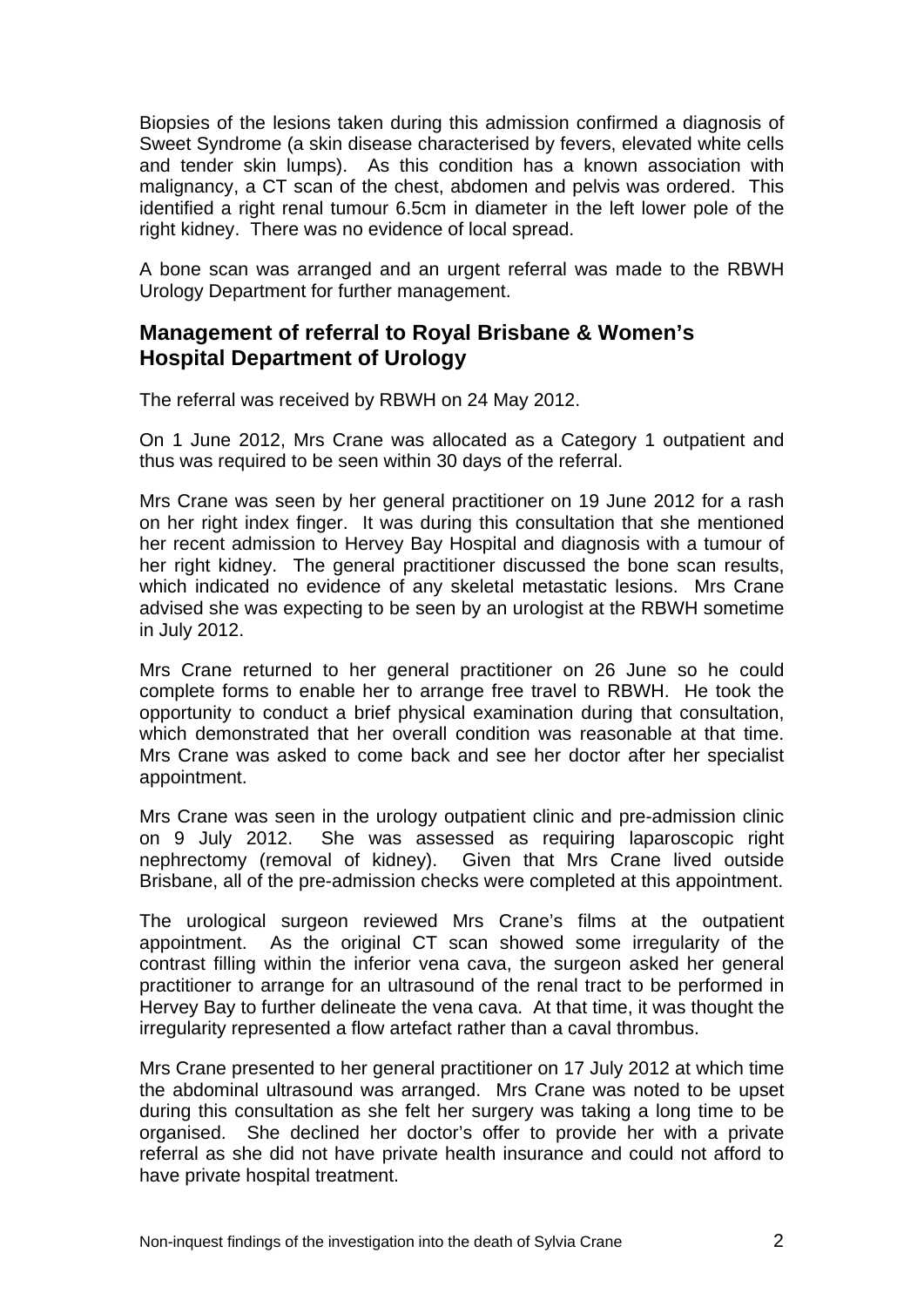Biopsies of the lesions taken during this admission confirmed a diagnosis of Sweet Syndrome (a skin disease characterised by fevers, elevated white cells and tender skin lumps). As this condition has a known association with malignancy, a CT scan of the chest, abdomen and pelvis was ordered. This identified a right renal tumour 6.5cm in diameter in the left lower pole of the right kidney. There was no evidence of local spread.

A bone scan was arranged and an urgent referral was made to the RBWH Urology Department for further management.

## Management of referral to Royal Brisbane & Women's Hospital Department of Urology

The referral was received by RBWH on 24 May 2012.

On 1 June 2012, Mrs Crane was allocated as a Category 1 outpatient and thus was required to be seen within 30 days of the referral.

Mrs Crane was seen by her general practitioner on 19 June 2012 for a rash on her right index finger. It was during this consultation that she mentioned her recent admission to Hervey Bay Hospital and diagnosis with a tumour of her right kidney. The general practitioner discussed the bone scan results, which indicated no evidence of any skeletal metastatic lesions. Mrs Crane advised she was expecting to be seen by an urologist at the RBWH sometime in July 2012.

Mrs Crane returned to her general practitioner on 26 June so he could complete forms to enable her to arrange free travel to RBWH. He took the opportunity to conduct a brief physical examination during that consultation, which demonstrated that her overall condition was reasonable at that time. Mrs Crane was asked to come back and see her doctor after her specialist appointment.

Mrs Crane was seen in the urology outpatient clinic and pre-admission clinic on 9 July 2012. She was assessed as requiring laparoscopic right nephrectomy (removal of kidney). Given that Mrs Crane lived outside Brisbane, all of the pre-admission checks were completed at this appointment.

The urological surgeon reviewed Mrs Crane's films at the outpatient appointment. As the original CT scan showed some irregularity of the contrast filling within the inferior vena cava, the surgeon asked her general practitioner to arrange for an ultrasound of the renal tract to be performed in Hervey Bay to further delineate the vena cava. At that time, it was thought the irregularity represented a flow artefact rather than a caval thrombus.

Mrs Crane presented to her general practitioner on 17 July 2012 at which time the abdominal ultrasound was arranged. Mrs Crane was noted to be upset during this consultation as she felt her surgery was taking a long time to be organised. She declined her doctor's offer to provide her with a private referral as she did not have private health insurance and could not afford to have private hospital treatment.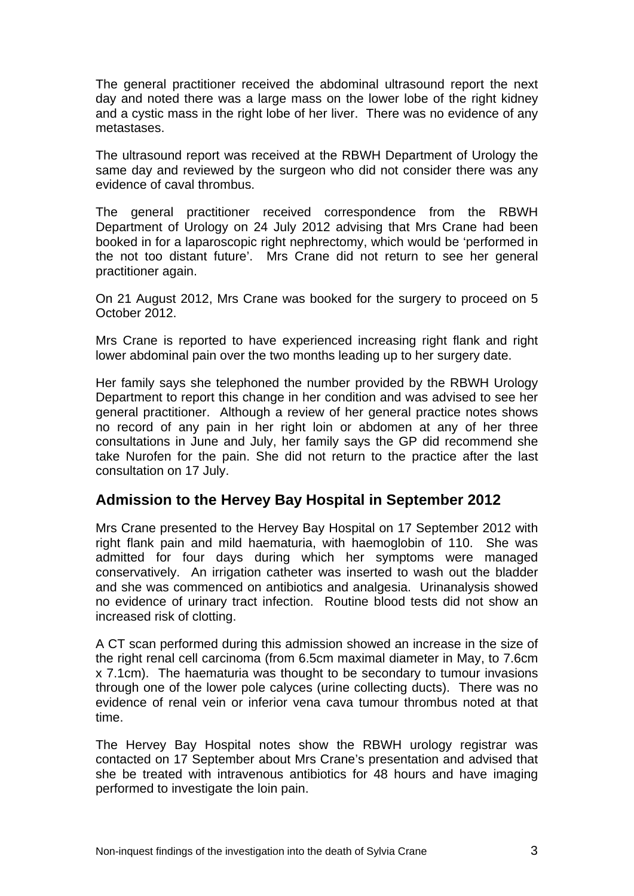The general practitioner received the abdominal ultrasound report the next day and noted there was a large mass on the lower lobe of the right kidney and a cystic mass in the right lobe of her liver. There was no evidence of any metastases.

The ultrasound report was received at the RBWH Department of Urology the same day and reviewed by the surgeon who did not consider there was any evidence of caval thrombus.

The general practitioner received correspondence from the RBWH Department of Urology on 24 July 2012 advising that Mrs Crane had been booked in for a laparoscopic right nephrectomy, which would be 'performed in the not too distant future'. Mrs Crane did not return to see her general practitioner again.

On 21 August 2012, Mrs Crane was booked for the surgery to proceed on 5 October 2012.

Mrs Crane is reported to have experienced increasing right flank and right lower abdominal pain over the two months leading up to her surgery date.

Her family says she telephoned the number provided by the RBWH Urology Department to report this change in her condition and was advised to see her general practitioner. Although a review of her general practice notes shows no record of any pain in her right loin or abdomen at any of her three consultations in June and July, her family says the GP did recommend she take Nurofen for the pain. She did not return to the practice after the last consultation on 17 July.

## Admission to the Hervey Bay Hospital in September 2012

Mrs Crane presented to the Hervey Bay Hospital on 17 September 2012 with right flank pain and mild haematuria, with haemoglobin of 110. She was admitted for four days during which her symptoms were managed conservatively. An irrigation catheter was inserted to wash out the bladder and she was commenced on antibiotics and analgesia. Urinanalysis showed no evidence of urinary tract infection. Routine blood tests did not show an increased risk of clotting.

A CT scan performed during this admission showed an increase in the size of the right renal cell carcinoma (from 6.5cm maximal diameter in May, to 7.6cm x 7.1cm). The haematuria was thought to be secondary to tumour invasions through one of the lower pole calyces (urine collecting ducts). There was no evidence of renal vein or inferior vena cava tumour thrombus noted at that time.

The Hervey Bay Hospital notes show the RBWH urology registrar was contacted on 17 September about Mrs Crane's presentation and advised that she be treated with intravenous antibiotics for 48 hours and have imaging performed to investigate the loin pain.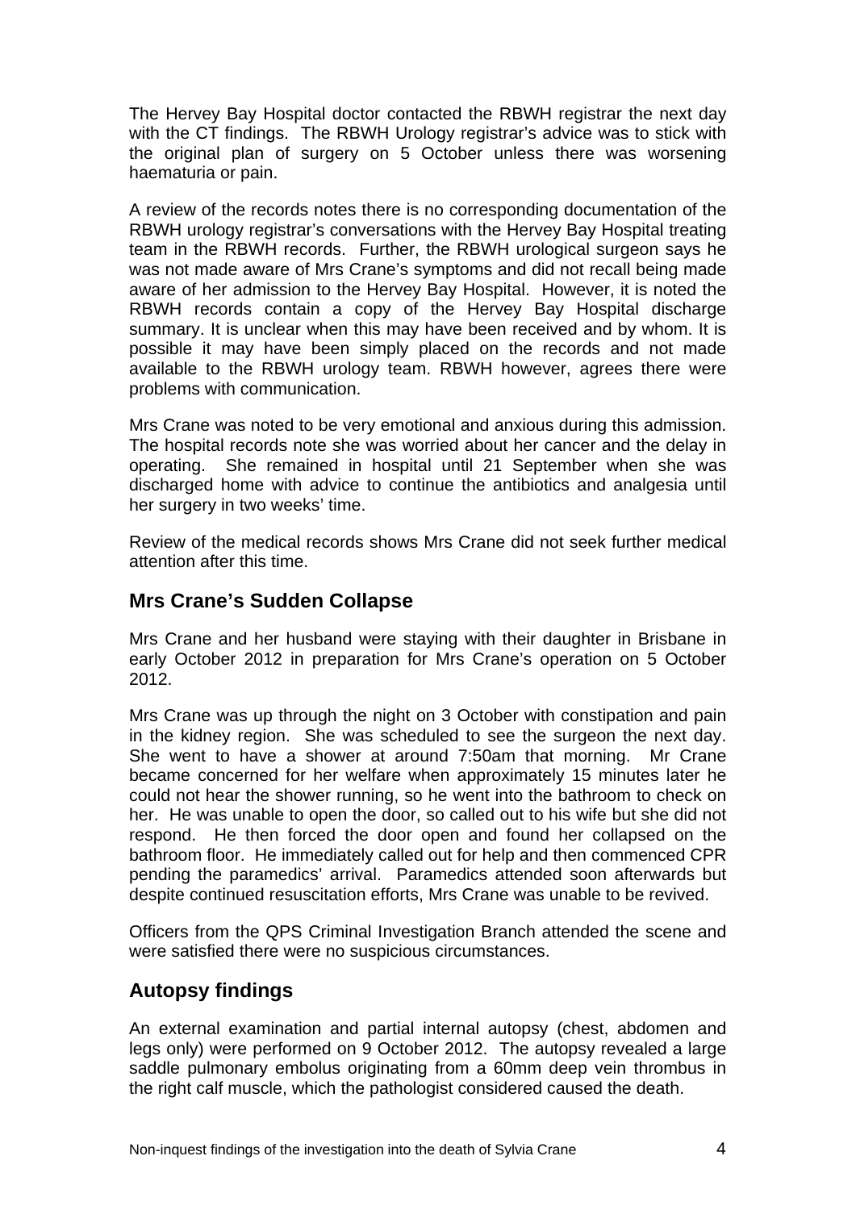The Hervey Bay Hospital doctor contacted the RBWH registrar the next day with the CT findings. The RBWH Urology registrar's advice was to stick with the original plan of surgery on 5 October unless there was worsening haematuria or pain.

A review of the records notes there is no corresponding documentation of the RBWH urology registrar's conversations with the Hervey Bay Hospital treating team in the RBWH records. Further, the RBWH urological surgeon says he was not made aware of Mrs Crane's symptoms and did not recall being made aware of her admission to the Hervey Bay Hospital. However, it is noted the RBWH records contain a copy of the Hervey Bay Hospital discharge summary. It is unclear when this may have been received and by whom. It is possible it may have been simply placed on the records and not made available to the RBWH urology team. RBWH however, agrees there were problems with communication.

Mrs Crane was noted to be very emotional and anxious during this admission. The hospital records note she was worried about her cancer and the delay in operating. She remained in hospital until 21 September when she was discharged home with advice to continue the antibiotics and analgesia until her surgery in two weeks' time.

Review of the medical records shows Mrs Crane did not seek further medical attention after this time.

## Mrs Crane's Sudden Collapse

Mrs Crane and her husband were staying with their daughter in Brisbane in early October 2012 in preparation for Mrs Crane's operation on 5 October 2012.

Mrs Crane was up through the night on 3 October with constipation and pain in the kidney region. She was scheduled to see the surgeon the next day. She went to have a shower at around 7:50am that morning. Mr Crane became concerned for her welfare when approximately 15 minutes later he could not hear the shower running, so he went into the bathroom to check on her. He was unable to open the door, so called out to his wife but she did not respond. He then forced the door open and found her collapsed on the bathroom floor. He immediately called out for help and then commenced CPR pending the paramedics' arrival. Paramedics attended soon afterwards but despite continued resuscitation efforts, Mrs Crane was unable to be revived.

Officers from the QPS Criminal Investigation Branch attended the scene and were satisfied there were no suspicious circumstances.

## Autopsy findings

An external examination and partial internal autopsy (chest, abdomen and legs only) were performed on 9 October 2012. The autopsy revealed a large saddle pulmonary embolus originating from a 60mm deep vein thrombus in the right calf muscle, which the pathologist considered caused the death.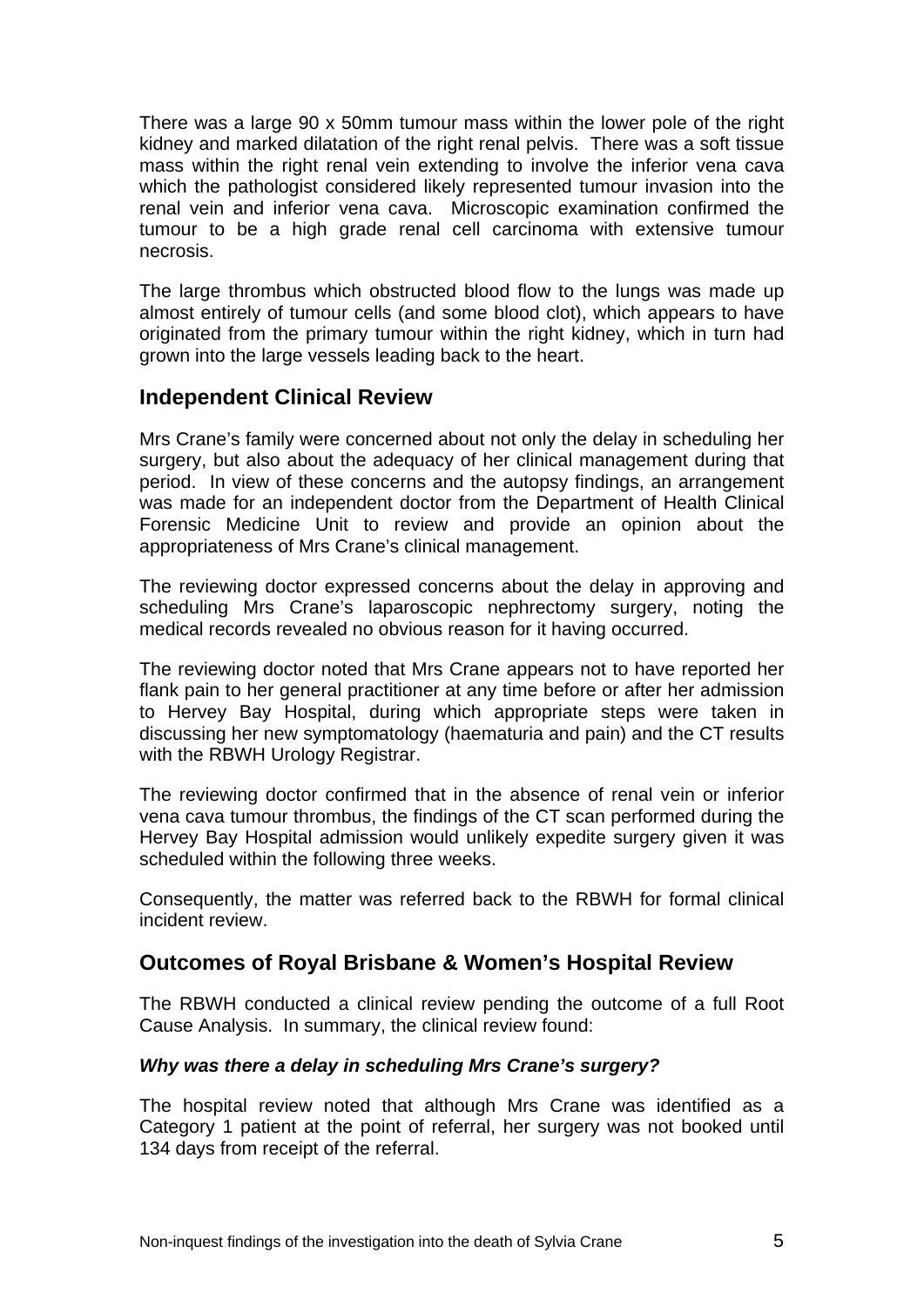There was a large 90 x 50mm tumour mass within the lower pole of the right kidney and marked dilatation of the right renal pelvis. There was a soft tissue mass within the right renal vein extending to involve the inferior vena cava which the pathologist considered likely represented tumour invasion into the renal vein and inferior vena cava. Microscopic examination confirmed the tumour to be a high grade renal cell carcinoma with extensive tumour necrosis.

The large thrombus which obstructed blood flow to the lungs was made up almost entirely of tumour cells (and some blood clot), which appears to have originated from the primary tumour within the right kidney, which in turn had grown into the large vessels leading back to the heart.

## Independent Clinical Review

Mrs Crane's family were concerned about not only the delay in scheduling her surgery, but also about the adequacy of her clinical management during that period. In view of these concerns and the autopsy findings, an arrangement was made for an independent doctor from the Department of Health Clinical Forensic Medicine Unit to review and provide an opinion about the appropriateness of Mrs Crane's clinical management.

The reviewing doctor expressed concerns about the delay in approving and scheduling Mrs Crane's laparoscopic nephrectomy surgery, noting the medical records revealed no obvious reason for it having occurred.

The reviewing doctor noted that Mrs Crane appears not to have reported her flank pain to her general practitioner at any time before or after her admission to Hervey Bay Hospital, during which appropriate steps were taken in discussing her new symptomatology (haematuria and pain) and the CT results with the RBWH Urology Registrar.

The reviewing doctor confirmed that in the absence of renal vein or inferior vena cava tumour thrombus, the findings of the CT scan performed during the Hervey Bay Hospital admission would unlikely expedite surgery given it was scheduled within the following three weeks.

Consequently, the matter was referred back to the RBWH for formal clinical incident review.

## Outcomes of Royal Brisbane & Women's Hospital Review

The RBWH conducted a clinical review pending the outcome of a full Root Cause Analysis. In summary, the clinical review found:

### *Why was there a delay in scheduling Mrs Crane's surgery?*

The hospital review noted that although Mrs Crane was identified as a Category 1 patient at the point of referral, her surgery was not booked until 134 days from receipt of the referral.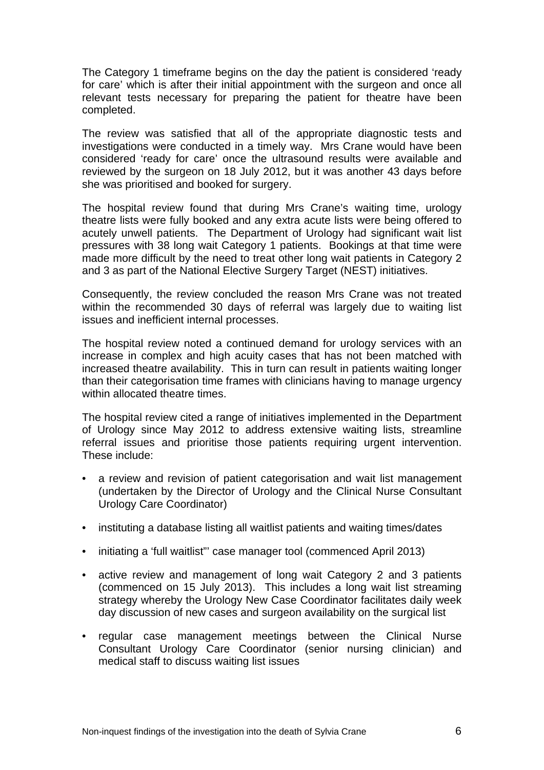The Category 1 timeframe begins on the day the patient is considered 'ready for care' which is after their initial appointment with the surgeon and once all relevant tests necessary for preparing the patient for theatre have been completed.

The review was satisfied that all of the appropriate diagnostic tests and investigations were conducted in a timely way. Mrs Crane would have been considered 'ready for care' once the ultrasound results were available and reviewed by the surgeon on 18 July 2012, but it was another 43 days before she was prioritised and booked for surgery.

The hospital review found that during Mrs Crane's waiting time, urology theatre lists were fully booked and any extra acute lists were being offered to acutely unwell patients. The Department of Urology had significant wait list pressures with 38 long wait Category 1 patients. Bookings at that time were made more difficult by the need to treat other long wait patients in Category 2 and 3 as part of the National Elective Surgery Target (NEST) initiatives.

Consequently, the review concluded the reason Mrs Crane was not treated within the recommended 30 days of referral was largely due to waiting list issues and inefficient internal processes.

The hospital review noted a continued demand for urology services with an increase in complex and high acuity cases that has not been matched with increased theatre availability. This in turn can result in patients waiting longer than their categorisation time frames with clinicians having to manage urgency within allocated theatre times.

The hospital review cited a range of initiatives implemented in the Department of Urology since May 2012 to address extensive waiting lists, streamline referral issues and prioritise those patients requiring urgent intervention. These include:

- a review and revision of patient categorisation and wait list management (undertaken by the Director of Urology and the Clinical Nurse Consultant Urology Care Coordinator)
- instituting a database listing all waitlist patients and waiting times/dates
- initiating a 'full waitlist"' case manager tool (commenced April 2013)
- active review and management of long wait Category 2 and 3 patients (commenced on 15 July 2013). This includes a long wait list streaming strategy whereby the Urology New Case Coordinator facilitates daily week day discussion of new cases and surgeon availability on the surgical list
- regular case management meetings between the Clinical Nurse Consultant Urology Care Coordinator (senior nursing clinician) and medical staff to discuss waiting list issues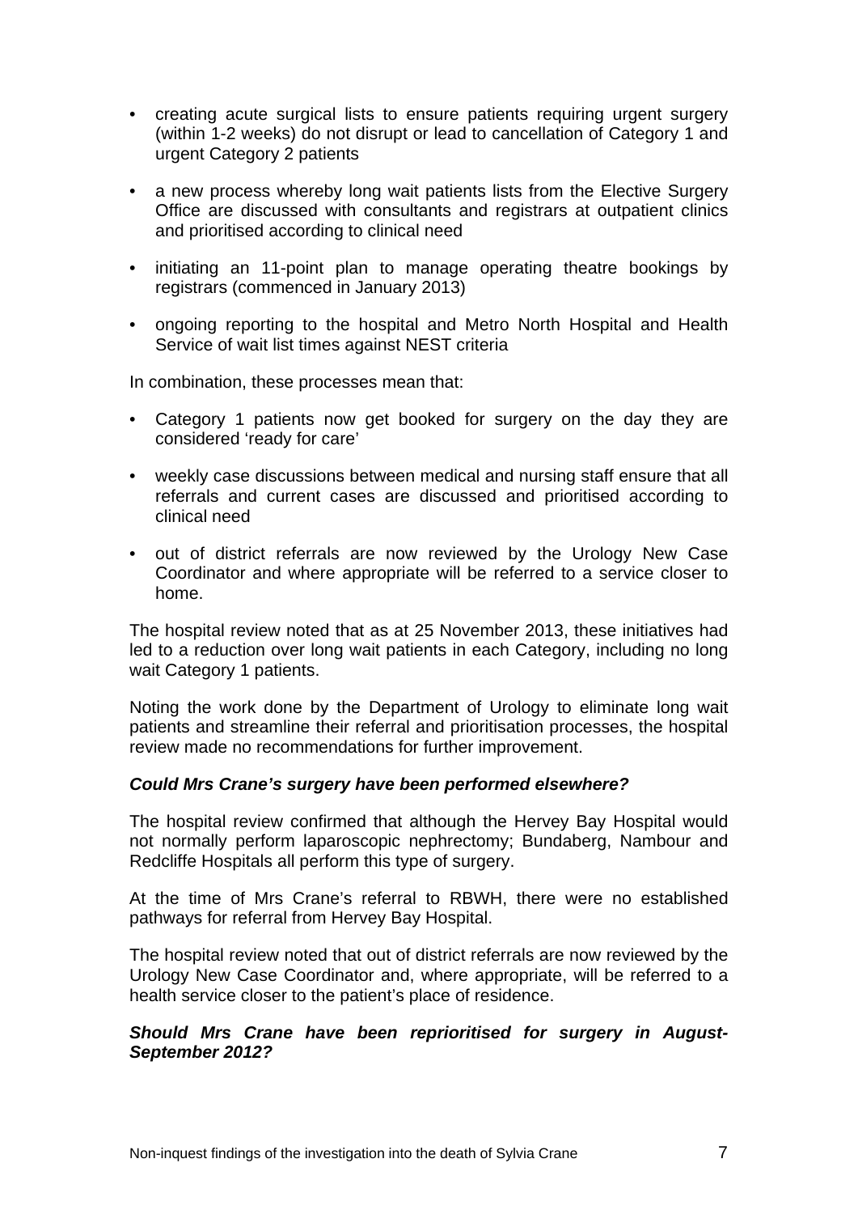- creating acute surgical lists to ensure patients requiring urgent surgery (within 1-2 weeks) do not disrupt or lead to cancellation of Category 1 and urgent Category 2 patients
- a new process whereby long wait patients lists from the Elective Surgery Office are discussed with consultants and registrars at outpatient clinics and prioritised according to clinical need
- initiating an 11-point plan to manage operating theatre bookings by registrars (commenced in January 2013)
- ongoing reporting to the hospital and Metro North Hospital and Health Service of wait list times against NEST criteria

In combination, these processes mean that:

- Category 1 patients now get booked for surgery on the day they are considered 'ready for care'
- weekly case discussions between medical and nursing staff ensure that all referrals and current cases are discussed and prioritised according to clinical need
- out of district referrals are now reviewed by the Urology New Case Coordinator and where appropriate will be referred to a service closer to home.

The hospital review noted that as at 25 November 2013, these initiatives had led to a reduction over long wait patients in each Category, including no long wait Category 1 patients.

Noting the work done by the Department of Urology to eliminate long wait patients and streamline their referral and prioritisation processes, the hospital review made no recommendations for further improvement.

***Could Mrs Crane's surgery have been performed elsewhere?***

The hospital review confirmed that although the Hervey Bay Hospital would not normally perform laparoscopic nephrectomy; Bundaberg, Nambour and Redcliffe Hospitals all perform this type of surgery.

At the time of Mrs Crane's referral to RBWH, there were no established pathways for referral from Hervey Bay Hospital.

The hospital review noted that out of district referrals are now reviewed by the Urology New Case Coordinator and, where appropriate, will be referred to a health service closer to the patient's place of residence.

***Should Mrs Crane have been reprioritised for surgery in August-September 2012?***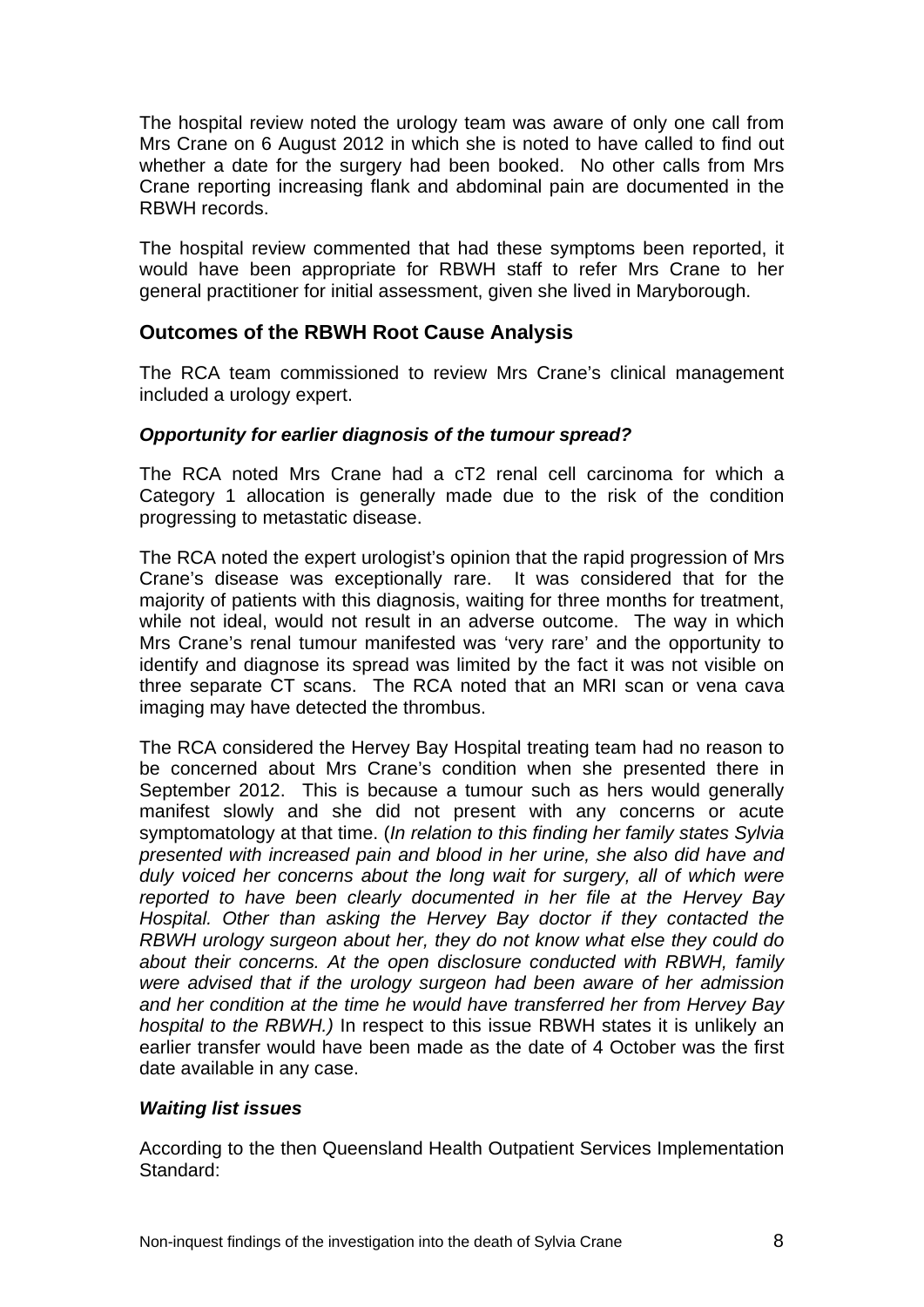The hospital review noted the urology team was aware of only one call from Mrs Crane on 6 August 2012 in which she is noted to have called to find out whether a date for the surgery had been booked. No other calls from Mrs Crane reporting increasing flank and abdominal pain are documented in the RBWH records.

The hospital review commented that had these symptoms been reported, it would have been appropriate for RBWH staff to refer Mrs Crane to her general practitioner for initial assessment, given she lived in Maryborough.

## Outcomes of the RBWH Root Cause Analysis

The RCA team commissioned to review Mrs Crane's clinical management included a urology expert.

### *Opportunity for earlier diagnosis of the tumour spread?*

The RCA noted Mrs Crane had a cT2 renal cell carcinoma for which a Category 1 allocation is generally made due to the risk of the condition progressing to metastatic disease.

The RCA noted the expert urologist's opinion that the rapid progression of Mrs Crane's disease was exceptionally rare. It was considered that for the majority of patients with this diagnosis, waiting for three months for treatment, while not ideal, would not result in an adverse outcome. The way in which Mrs Crane's renal tumour manifested was 'very rare' and the opportunity to identify and diagnose its spread was limited by the fact it was not visible on three separate CT scans. The RCA noted that an MRI scan or vena cava imaging may have detected the thrombus.

The RCA considered the Hervey Bay Hospital treating team had no reason to be concerned about Mrs Crane's condition when she presented there in September 2012. This is because a tumour such as hers would generally manifest slowly and she did not present with any concerns or acute symptomatology at that time. (*In relation to this finding her family states Sylvia presented with increased pain and blood in her urine, she also did have and duly voiced her concerns about the long wait for surgery, all of which were reported to have been clearly documented in her file at the Hervey Bay Hospital. Other than asking the Hervey Bay doctor if they contacted the RBWH urology surgeon about her, they do not know what else they could do about their concerns. At the open disclosure conducted with RBWH, family were advised that if the urology surgeon had been aware of her admission and her condition at the time he would have transferred her from Hervey Bay hospital to the RBWH.)* In respect to this issue RBWH states it is unlikely an earlier transfer would have been made as the date of 4 October was the first date available in any case.

### *Waiting list issues*

According to the then Queensland Health Outpatient Services Implementation Standard: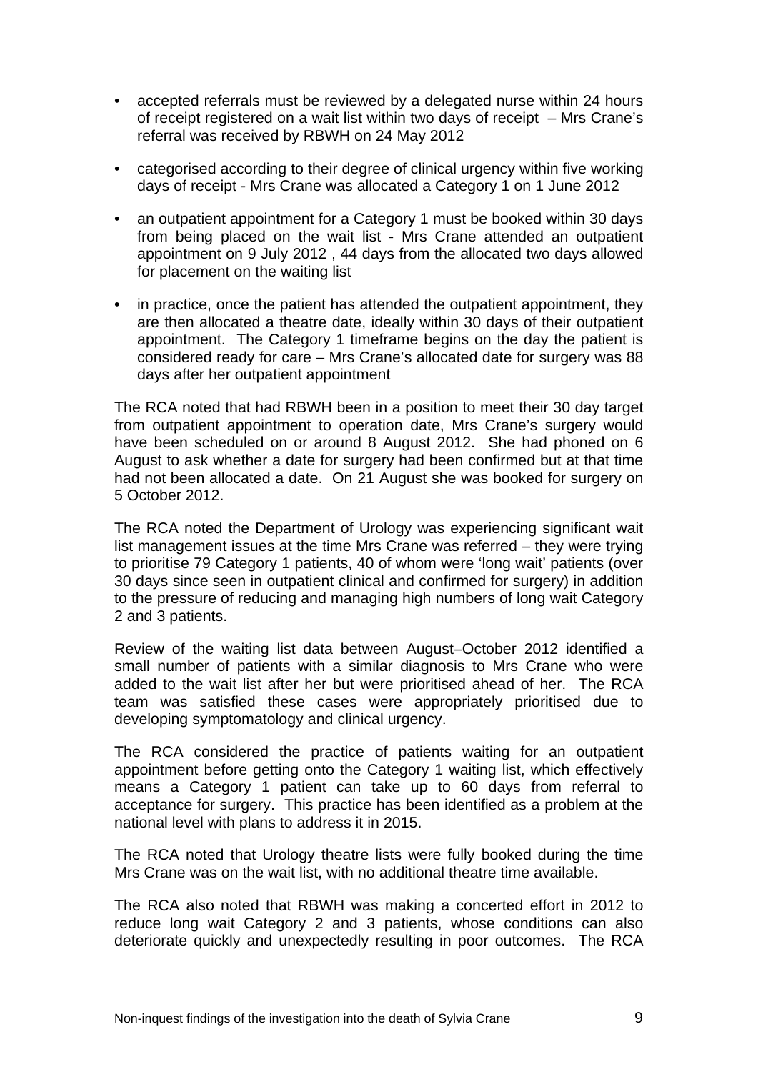- accepted referrals must be reviewed by a delegated nurse within 24 hours of receipt registered on a wait list within two days of receipt – Mrs Crane's referral was received by RBWH on 24 May 2012

- categorised according to their degree of clinical urgency within five working days of receipt - Mrs Crane was allocated a Category 1 on 1 June 2012

- an outpatient appointment for a Category 1 must be booked within 30 days from being placed on the wait list - Mrs Crane attended an outpatient appointment on 9 July 2012 , 44 days from the allocated two days allowed for placement on the waiting list

- in practice, once the patient has attended the outpatient appointment, they are then allocated a theatre date, ideally within 30 days of their outpatient appointment. The Category 1 timeframe begins on the day the patient is considered ready for care – Mrs Crane's allocated date for surgery was 88 days after her outpatient appointment

The RCA noted that had RBWH been in a position to meet their 30 day target from outpatient appointment to operation date, Mrs Crane's surgery would have been scheduled on or around 8 August 2012. She had phoned on 6 August to ask whether a date for surgery had been confirmed but at that time had not been allocated a date. On 21 August she was booked for surgery on 5 October 2012.

The RCA noted the Department of Urology was experiencing significant wait list management issues at the time Mrs Crane was referred – they were trying to prioritise 79 Category 1 patients, 40 of whom were 'long wait' patients (over 30 days since seen in outpatient clinical and confirmed for surgery) in addition to the pressure of reducing and managing high numbers of long wait Category 2 and 3 patients.

Review of the waiting list data between August–October 2012 identified a small number of patients with a similar diagnosis to Mrs Crane who were added to the wait list after her but were prioritised ahead of her. The RCA team was satisfied these cases were appropriately prioritised due to developing symptomatology and clinical urgency.

The RCA considered the practice of patients waiting for an outpatient appointment before getting onto the Category 1 waiting list, which effectively means a Category 1 patient can take up to 60 days from referral to acceptance for surgery. This practice has been identified as a problem at the national level with plans to address it in 2015.

The RCA noted that Urology theatre lists were fully booked during the time Mrs Crane was on the wait list, with no additional theatre time available.

The RCA also noted that RBWH was making a concerted effort in 2012 to reduce long wait Category 2 and 3 patients, whose conditions can also deteriorate quickly and unexpectedly resulting in poor outcomes. The RCA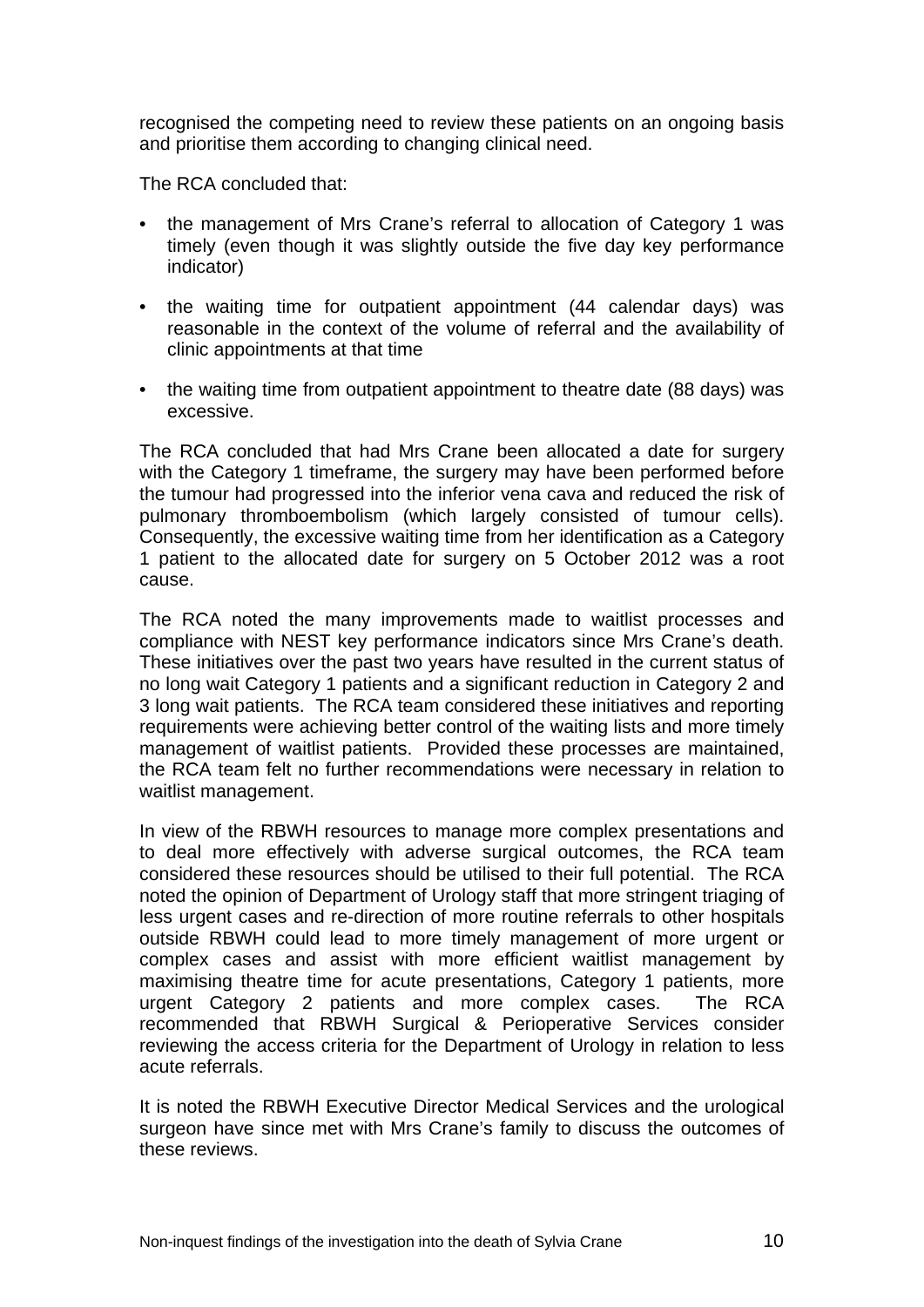recognised the competing need to review these patients on an ongoing basis and prioritise them according to changing clinical need.

The RCA concluded that:

- the management of Mrs Crane's referral to allocation of Category 1 was timely (even though it was slightly outside the five day key performance indicator)
- the waiting time for outpatient appointment (44 calendar days) was reasonable in the context of the volume of referral and the availability of clinic appointments at that time
- the waiting time from outpatient appointment to theatre date (88 days) was excessive.

The RCA concluded that had Mrs Crane been allocated a date for surgery with the Category 1 timeframe, the surgery may have been performed before the tumour had progressed into the inferior vena cava and reduced the risk of pulmonary thromboembolism (which largely consisted of tumour cells). Consequently, the excessive waiting time from her identification as a Category 1 patient to the allocated date for surgery on 5 October 2012 was a root cause.

The RCA noted the many improvements made to waitlist processes and compliance with NEST key performance indicators since Mrs Crane's death. These initiatives over the past two years have resulted in the current status of no long wait Category 1 patients and a significant reduction in Category 2 and 3 long wait patients. The RCA team considered these initiatives and reporting requirements were achieving better control of the waiting lists and more timely management of waitlist patients. Provided these processes are maintained, the RCA team felt no further recommendations were necessary in relation to waitlist management.

In view of the RBWH resources to manage more complex presentations and to deal more effectively with adverse surgical outcomes, the RCA team considered these resources should be utilised to their full potential. The RCA noted the opinion of Department of Urology staff that more stringent triaging of less urgent cases and re-direction of more routine referrals to other hospitals outside RBWH could lead to more timely management of more urgent or complex cases and assist with more efficient waitlist management by maximising theatre time for acute presentations, Category 1 patients, more urgent Category 2 patients and more complex cases. The RCA recommended that RBWH Surgical & Perioperative Services consider reviewing the access criteria for the Department of Urology in relation to less acute referrals.

It is noted the RBWH Executive Director Medical Services and the urological surgeon have since met with Mrs Crane's family to discuss the outcomes of these reviews.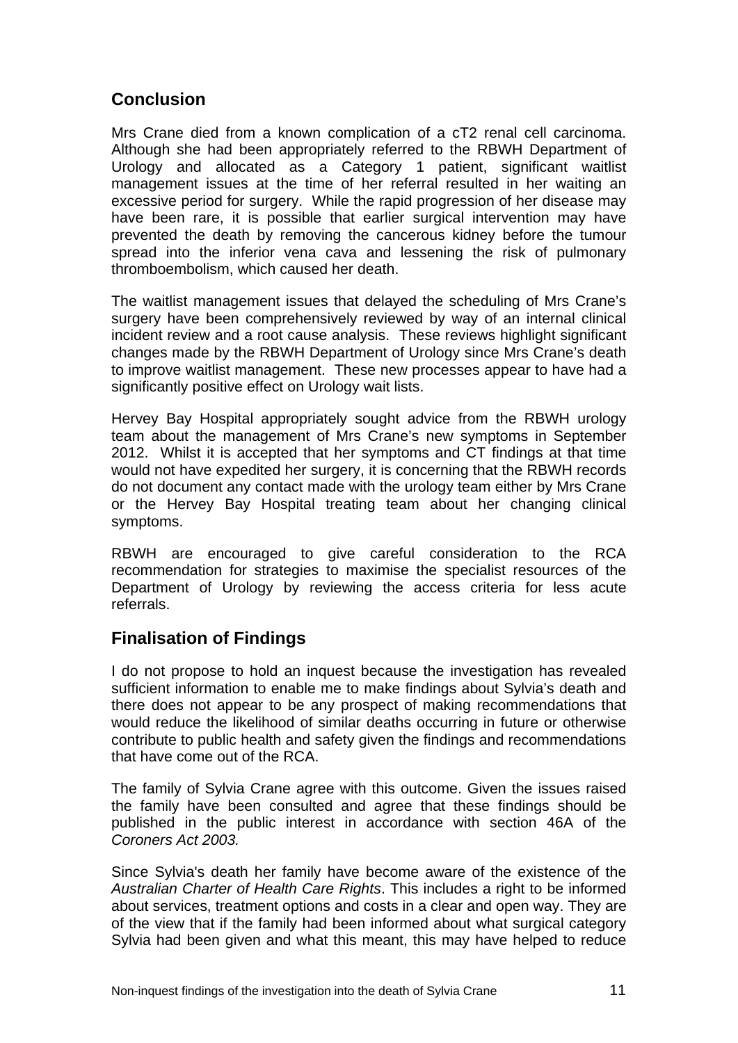## Conclusion

Mrs Crane died from a known complication of a cT2 renal cell carcinoma. Although she had been appropriately referred to the RBWH Department of Urology and allocated as a Category 1 patient, significant waitlist management issues at the time of her referral resulted in her waiting an excessive period for surgery. While the rapid progression of her disease may have been rare, it is possible that earlier surgical intervention may have prevented the death by removing the cancerous kidney before the tumour spread into the inferior vena cava and lessening the risk of pulmonary thromboembolism, which caused her death.

The waitlist management issues that delayed the scheduling of Mrs Crane's surgery have been comprehensively reviewed by way of an internal clinical incident review and a root cause analysis. These reviews highlight significant changes made by the RBWH Department of Urology since Mrs Crane's death to improve waitlist management. These new processes appear to have had a significantly positive effect on Urology wait lists.

Hervey Bay Hospital appropriately sought advice from the RBWH urology team about the management of Mrs Crane's new symptoms in September 2012. Whilst it is accepted that her symptoms and CT findings at that time would not have expedited her surgery, it is concerning that the RBWH records do not document any contact made with the urology team either by Mrs Crane or the Hervey Bay Hospital treating team about her changing clinical symptoms.

RBWH are encouraged to give careful consideration to the RCA recommendation for strategies to maximise the specialist resources of the Department of Urology by reviewing the access criteria for less acute referrals.

## Finalisation of Findings

I do not propose to hold an inquest because the investigation has revealed sufficient information to enable me to make findings about Sylvia's death and there does not appear to be any prospect of making recommendations that would reduce the likelihood of similar deaths occurring in future or otherwise contribute to public health and safety given the findings and recommendations that have come out of the RCA.

The family of Sylvia Crane agree with this outcome. Given the issues raised the family have been consulted and agree that these findings should be published in the public interest in accordance with section 46A of the *Coroners Act 2003.*

Since Sylvia's death her family have become aware of the existence of the *Australian Charter of Health Care Rights*. This includes a right to be informed about services, treatment options and costs in a clear and open way. They are of the view that if the family had been informed about what surgical category Sylvia had been given and what this meant, this may have helped to reduce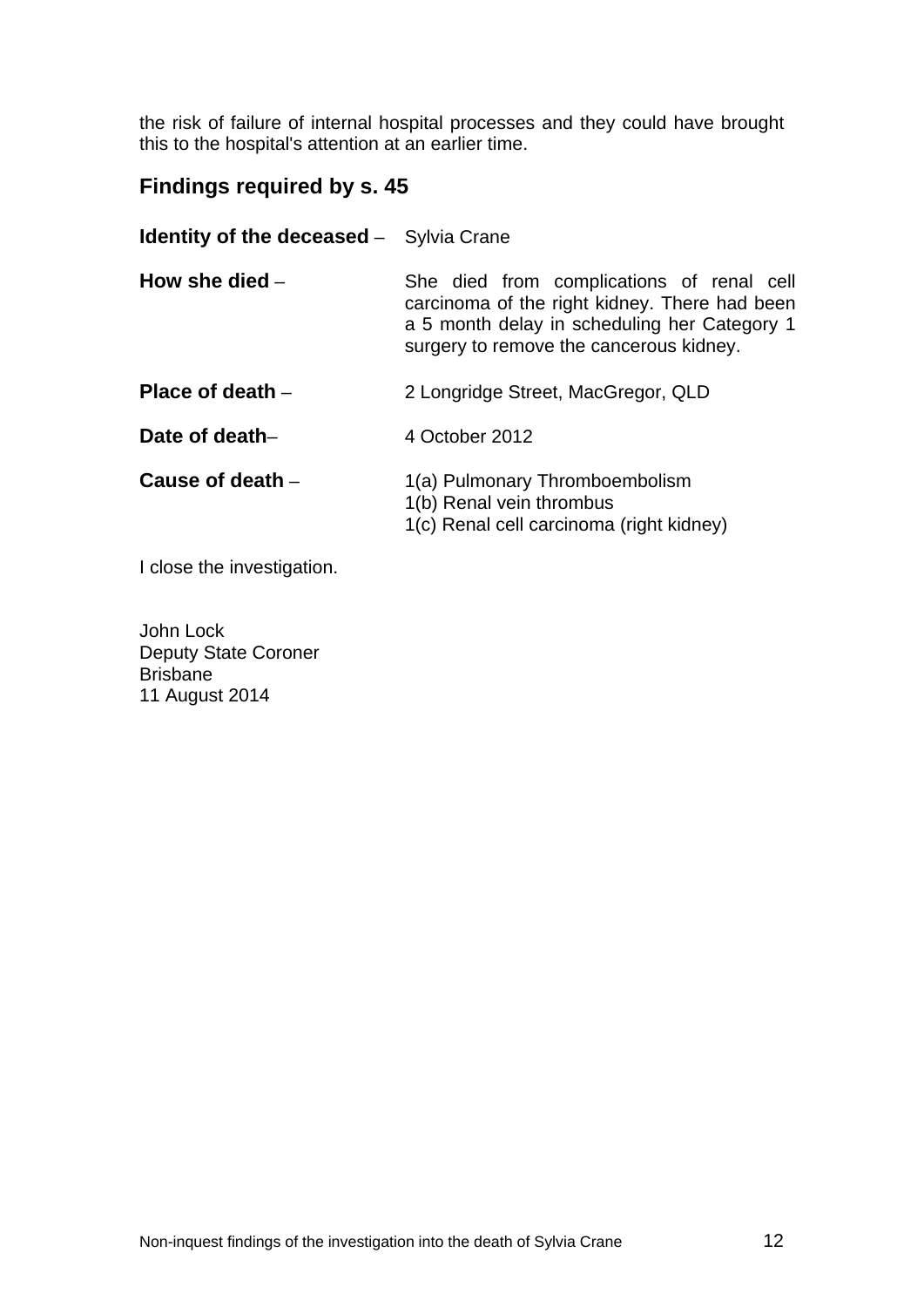the risk of failure of internal hospital processes and they could have brought this to the hospital's attention at an earlier time.

## Findings required by s. 45

**Identity of the deceased** – Sylvia Crane

**How she died** – She died from complications of renal cell carcinoma of the right kidney. There had been a 5 month delay in scheduling her Category 1 surgery to remove the cancerous kidney.

**Place of death** – 2 Longridge Street, MacGregor, QLD

**Date of death**– 4 October 2012

**Cause of death** – 1(a) Pulmonary Thromboembolism
1(b) Renal vein thrombus
1(c) Renal cell carcinoma (right kidney)

I close the investigation.

John Lock
Deputy State Coroner
Brisbane
11 August 2014